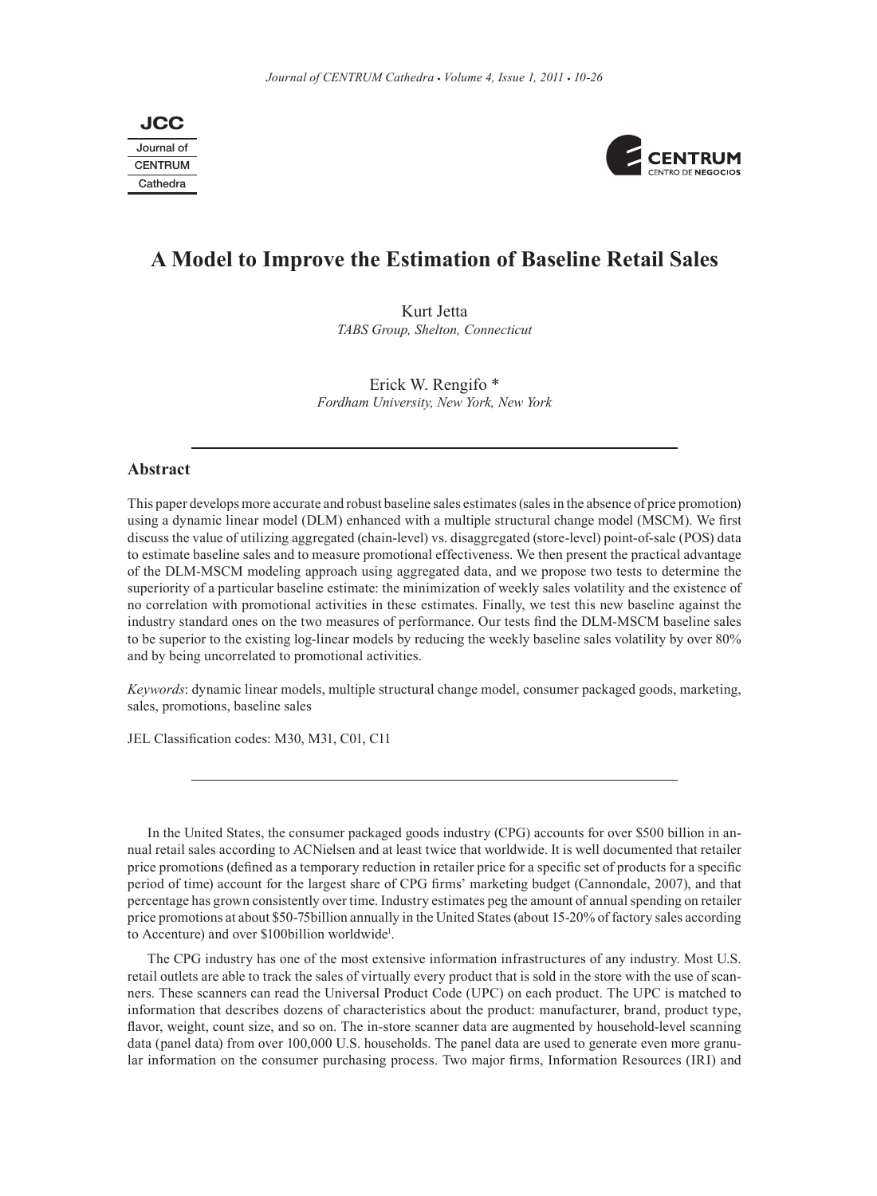# A Model to Improve the Estimation of Baseline Retail Sales

Kurt Jetta
*TABS Group, Shelton, Connecticut*

Erick W. Rengifo *
*Fordham University, New York, New York*

## Abstract

This paper develops more accurate and robust baseline sales estimates (sales in the absence of price promotion) using a dynamic linear model (DLM) enhanced with a multiple structural change model (MSCM). We first discuss the value of utilizing aggregated (chain-level) vs. disaggregated (store-level) point-of-sale (POS) data to estimate baseline sales and to measure promotional effectiveness. We then present the practical advantage of the DLM-MSCM modeling approach using aggregated data, and we propose two tests to determine the superiority of a particular baseline estimate: the minimization of weekly sales volatility and the existence of no correlation with promotional activities in these estimates. Finally, we test this new baseline against the industry standard ones on the two measures of performance. Our tests find the DLM-MSCM baseline sales to be superior to the existing log-linear models by reducing the weekly baseline sales volatility by over 80% and by being uncorrelated to promotional activities.

*Keywords*: dynamic linear models, multiple structural change model, consumer packaged goods, marketing, sales, promotions, baseline sales

JEL Classification codes: M30, M31, C01, C11

In the United States, the consumer packaged goods industry (CPG) accounts for over $500 billion in annual retail sales according to ACNielsen and at least twice that worldwide. It is well documented that retailer price promotions (defined as a temporary reduction in retailer price for a specific set of products for a specific period of time) account for the largest share of CPG firms' marketing budget (Cannondale, 2007), and that percentage has grown consistently over time. Industry estimates peg the amount of annual spending on retailer price promotions at about $50-75billion annually in the United States (about 15-20% of factory sales according to Accenture) and over $100billion worldwide[1].

The CPG industry has one of the most extensive information infrastructures of any industry. Most U.S. retail outlets are able to track the sales of virtually every product that is sold in the store with the use of scanners. These scanners can read the Universal Product Code (UPC) on each product. The UPC is matched to information that describes dozens of characteristics about the product: manufacturer, brand, product type, flavor, weight, count size, and so on. The in-store scanner data are augmented by household-level scanning data (panel data) from over 100,000 U.S. households. The panel data are used to generate even more granular information on the consumer purchasing process. Two major firms, Information Resources (IRI) and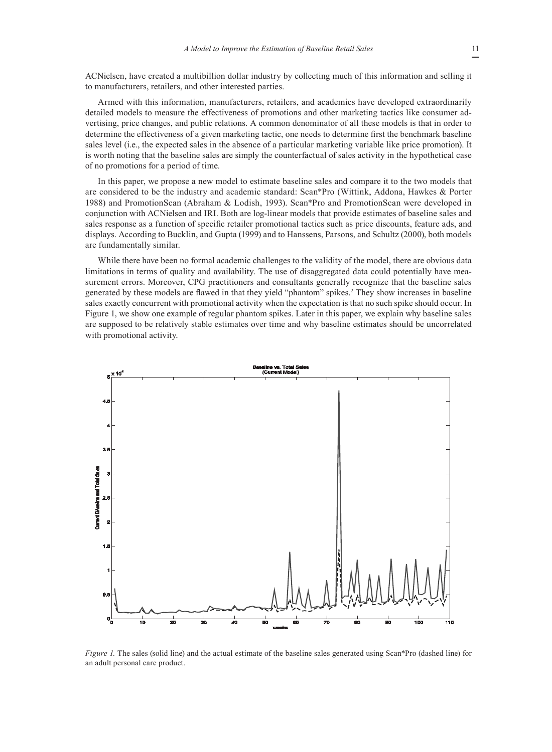ACNielsen, have created a multibillion dollar industry by collecting much of this information and selling it to manufacturers, retailers, and other interested parties.

Armed with this information, manufacturers, retailers, and academics have developed extraordinarily detailed models to measure the effectiveness of promotions and other marketing tactics like consumer advertising, price changes, and public relations. A common denominator of all these models is that in order to determine the effectiveness of a given marketing tactic, one needs to determine first the benchmark baseline sales level (i.e., the expected sales in the absence of a particular marketing variable like price promotion). It is worth noting that the baseline sales are simply the counterfactual of sales activity in the hypothetical case of no promotions for a period of time.

In this paper, we propose a new model to estimate baseline sales and compare it to the two models that are considered to be the industry and academic standard: Scan*Pro (Wittink, Addona, Hawkes & Porter 1988) and PromotionScan (Abraham & Lodish, 1993). Scan*Pro and PromotionScan were developed in conjunction with ACNielsen and IRI. Both are log-linear models that provide estimates of baseline sales and sales response as a function of specific retailer promotional tactics such as price discounts, feature ads, and displays. According to Bucklin, and Gupta (1999) and to Hanssens, Parsons, and Schultz (2000), both models are fundamentally similar.

While there have been no formal academic challenges to the validity of the model, there are obvious data limitations in terms of quality and availability. The use of disaggregated data could potentially have measurement errors. Moreover, CPG practitioners and consultants generally recognize that the baseline sales generated by these models are flawed in that they yield "phantom" spikes.[2] They show increases in baseline sales exactly concurrent with promotional activity when the expectation is that no such spike should occur. In Figure 1, we show one example of regular phantom spikes. Later in this paper, we explain why baseline sales are supposed to be relatively stable estimates over time and why baseline estimates should be uncorrelated with promotional activity.

*Figure 1.* The sales (solid line) and the actual estimate of the baseline sales generated using Scan*Pro (dashed line) for an adult personal care product.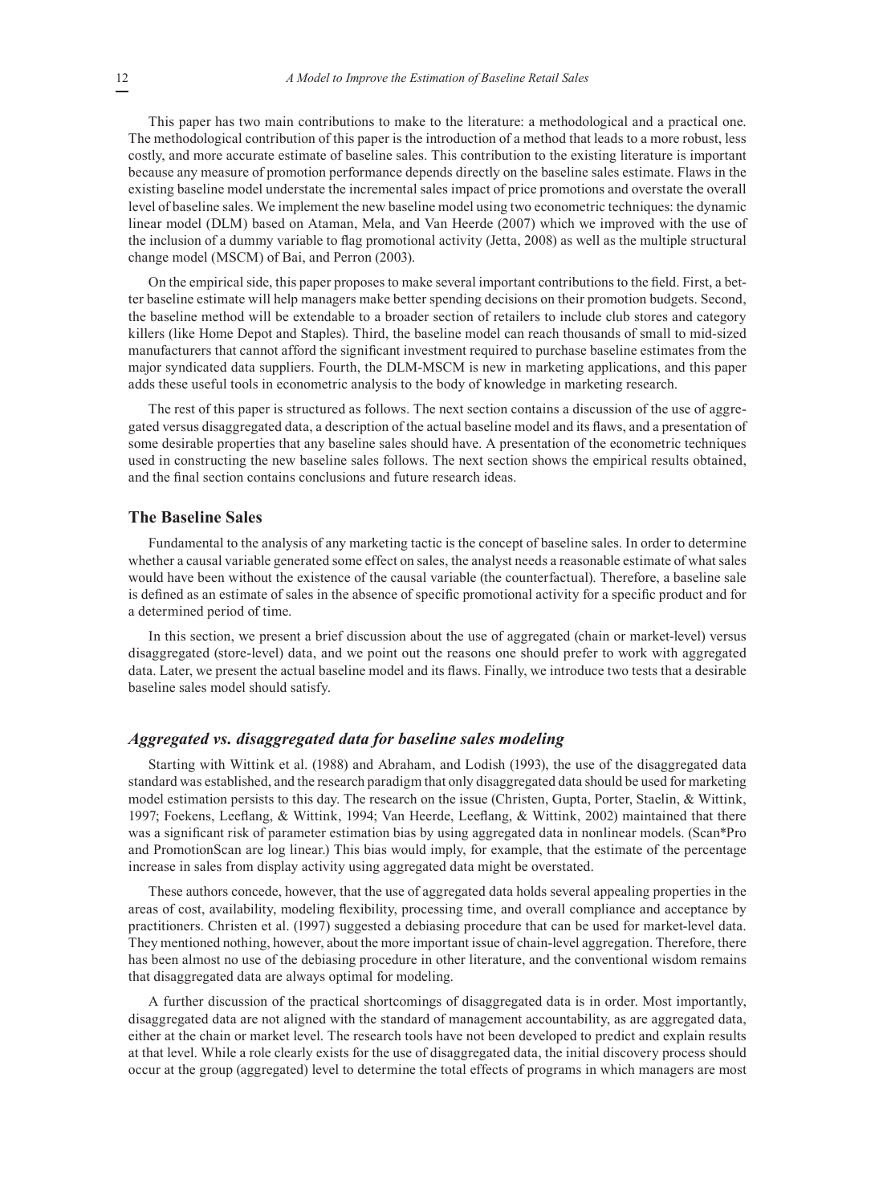This paper has two main contributions to make to the literature: a methodological and a practical one. The methodological contribution of this paper is the introduction of a method that leads to a more robust, less costly, and more accurate estimate of baseline sales. This contribution to the existing literature is important because any measure of promotion performance depends directly on the baseline sales estimate. Flaws in the existing baseline model understate the incremental sales impact of price promotions and overstate the overall level of baseline sales. We implement the new baseline model using two econometric techniques: the dynamic linear model (DLM) based on Ataman, Mela, and Van Heerde (2007) which we improved with the use of the inclusion of a dummy variable to flag promotional activity (Jetta, 2008) as well as the multiple structural change model (MSCM) of Bai, and Perron (2003).

On the empirical side, this paper proposes to make several important contributions to the field. First, a better baseline estimate will help managers make better spending decisions on their promotion budgets. Second, the baseline method will be extendable to a broader section of retailers to include club stores and category killers (like Home Depot and Staples). Third, the baseline model can reach thousands of small to mid-sized manufacturers that cannot afford the significant investment required to purchase baseline estimates from the major syndicated data suppliers. Fourth, the DLM-MSCM is new in marketing applications, and this paper adds these useful tools in econometric analysis to the body of knowledge in marketing research.

The rest of this paper is structured as follows. The next section contains a discussion of the use of aggregated versus disaggregated data, a description of the actual baseline model and its flaws, and a presentation of some desirable properties that any baseline sales should have. A presentation of the econometric techniques used in constructing the new baseline sales follows. The next section shows the empirical results obtained, and the final section contains conclusions and future research ideas.

## The Baseline Sales

Fundamental to the analysis of any marketing tactic is the concept of baseline sales. In order to determine whether a causal variable generated some effect on sales, the analyst needs a reasonable estimate of what sales would have been without the existence of the causal variable (the counterfactual). Therefore, a baseline sale is defined as an estimate of sales in the absence of specific promotional activity for a specific product and for a determined period of time.

In this section, we present a brief discussion about the use of aggregated (chain or market-level) versus disaggregated (store-level) data, and we point out the reasons one should prefer to work with aggregated data. Later, we present the actual baseline model and its flaws. Finally, we introduce two tests that a desirable baseline sales model should satisfy.

### *Aggregated vs. disaggregated data for baseline sales modeling*

Starting with Wittink et al. (1988) and Abraham, and Lodish (1993), the use of the disaggregated data standard was established, and the research paradigm that only disaggregated data should be used for marketing model estimation persists to this day. The research on the issue (Christen, Gupta, Porter, Staelin, & Wittink, 1997; Foekens, Leeflang, & Wittink, 1994; Van Heerde, Leeflang, & Wittink, 2002) maintained that there was a significant risk of parameter estimation bias by using aggregated data in nonlinear models. (Scan*Pro and PromotionScan are log linear.) This bias would imply, for example, that the estimate of the percentage increase in sales from display activity using aggregated data might be overstated.

These authors concede, however, that the use of aggregated data holds several appealing properties in the areas of cost, availability, modeling flexibility, processing time, and overall compliance and acceptance by practitioners. Christen et al. (1997) suggested a debiasing procedure that can be used for market-level data. They mentioned nothing, however, about the more important issue of chain-level aggregation. Therefore, there has been almost no use of the debiasing procedure in other literature, and the conventional wisdom remains that disaggregated data are always optimal for modeling.

A further discussion of the practical shortcomings of disaggregated data is in order. Most importantly, disaggregated data are not aligned with the standard of management accountability, as are aggregated data, either at the chain or market level. The research tools have not been developed to predict and explain results at that level. While a role clearly exists for the use of disaggregated data, the initial discovery process should occur at the group (aggregated) level to determine the total effects of programs in which managers are most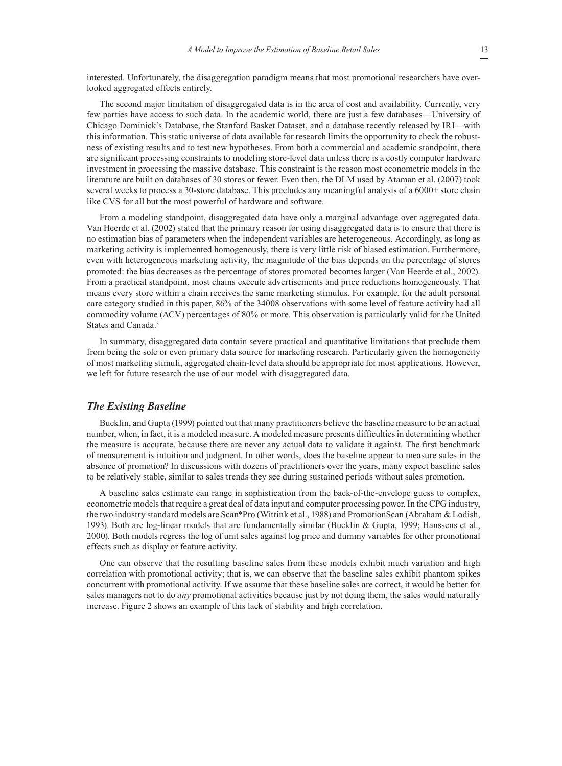interested. Unfortunately, the disaggregation paradigm means that most promotional researchers have overlooked aggregated effects entirely.

The second major limitation of disaggregated data is in the area of cost and availability. Currently, very few parties have access to such data. In the academic world, there are just a few databases—University of Chicago Dominick's Database, the Stanford Basket Dataset, and a database recently released by IRI—with this information. This static universe of data available for research limits the opportunity to check the robustness of existing results and to test new hypotheses. From both a commercial and academic standpoint, there are significant processing constraints to modeling store-level data unless there is a costly computer hardware investment in processing the massive database. This constraint is the reason most econometric models in the literature are built on databases of 30 stores or fewer. Even then, the DLM used by Ataman et al. (2007) took several weeks to process a 30-store database. This precludes any meaningful analysis of a 6000+ store chain like CVS for all but the most powerful of hardware and software.

From a modeling standpoint, disaggregated data have only a marginal advantage over aggregated data. Van Heerde et al. (2002) stated that the primary reason for using disaggregated data is to ensure that there is no estimation bias of parameters when the independent variables are heterogeneous. Accordingly, as long as marketing activity is implemented homogenously, there is very little risk of biased estimation. Furthermore, even with heterogeneous marketing activity, the magnitude of the bias depends on the percentage of stores promoted: the bias decreases as the percentage of stores promoted becomes larger (Van Heerde et al., 2002). From a practical standpoint, most chains execute advertisements and price reductions homogeneously. That means every store within a chain receives the same marketing stimulus. For example, for the adult personal care category studied in this paper, 86% of the 34008 observations with some level of feature activity had all commodity volume (ACV) percentages of 80% or more. This observation is particularly valid for the United States and Canada.[3]

In summary, disaggregated data contain severe practical and quantitative limitations that preclude them from being the sole or even primary data source for marketing research. Particularly given the homogeneity of most marketing stimuli, aggregated chain-level data should be appropriate for most applications. However, we left for future research the use of our model with disaggregated data.

### *The Existing Baseline*

Bucklin, and Gupta (1999) pointed out that many practitioners believe the baseline measure to be an actual number, when, in fact, it is a modeled measure. A modeled measure presents difficulties in determining whether the measure is accurate, because there are never any actual data to validate it against. The first benchmark of measurement is intuition and judgment. In other words, does the baseline appear to measure sales in the absence of promotion? In discussions with dozens of practitioners over the years, many expect baseline sales to be relatively stable, similar to sales trends they see during sustained periods without sales promotion.

A baseline sales estimate can range in sophistication from the back-of-the-envelope guess to complex, econometric models that require a great deal of data input and computer processing power. In the CPG industry, the two industry standard models are Scan*Pro (Wittink et al., 1988) and PromotionScan (Abraham & Lodish, 1993). Both are log-linear models that are fundamentally similar (Bucklin & Gupta, 1999; Hanssens et al., 2000). Both models regress the log of unit sales against log price and dummy variables for other promotional effects such as display or feature activity.

One can observe that the resulting baseline sales from these models exhibit much variation and high correlation with promotional activity; that is, we can observe that the baseline sales exhibit phantom spikes concurrent with promotional activity. If we assume that these baseline sales are correct, it would be better for sales managers not to do *any* promotional activities because just by not doing them, the sales would naturally increase. Figure 2 shows an example of this lack of stability and high correlation.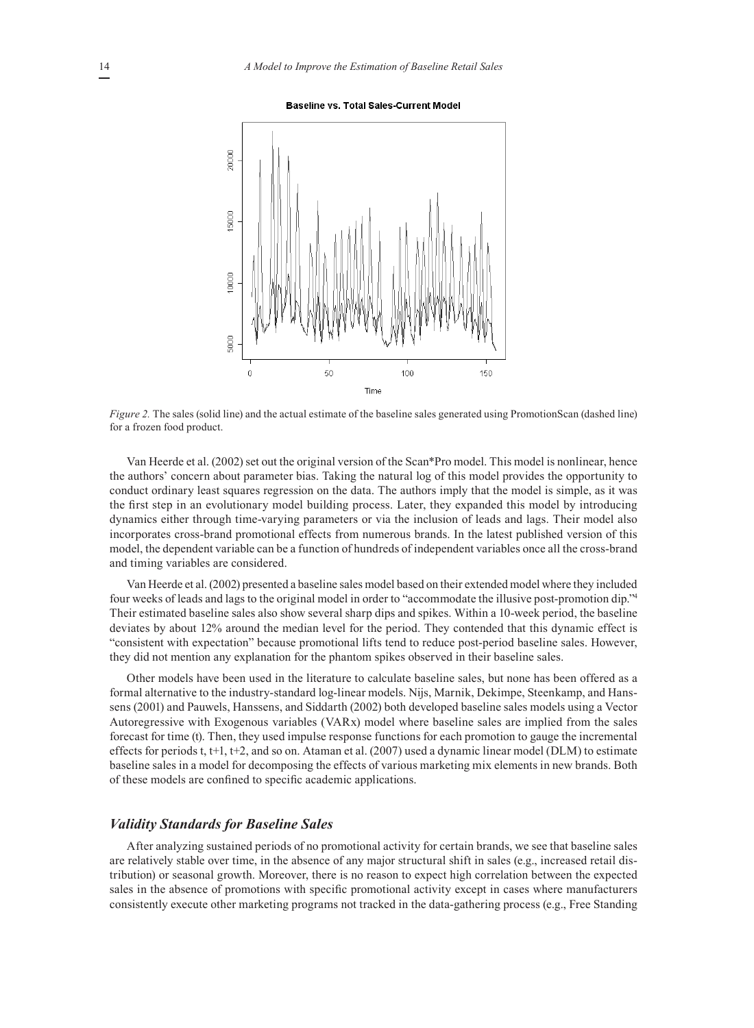*Figure 2.* The sales (solid line) and the actual estimate of the baseline sales generated using PromotionScan (dashed line) for a frozen food product.

Van Heerde et al. (2002) set out the original version of the Scan*Pro model. This model is nonlinear, hence the authors' concern about parameter bias. Taking the natural log of this model provides the opportunity to conduct ordinary least squares regression on the data. The authors imply that the model is simple, as it was the first step in an evolutionary model building process. Later, they expanded this model by introducing dynamics either through time-varying parameters or via the inclusion of leads and lags. Their model also incorporates cross-brand promotional effects from numerous brands. In the latest published version of this model, the dependent variable can be a function of hundreds of independent variables once all the cross-brand and timing variables are considered.

Van Heerde et al. (2002) presented a baseline sales model based on their extended model where they included four weeks of leads and lags to the original model in order to "accommodate the illusive post-promotion dip."[4] Their estimated baseline sales also show several sharp dips and spikes. Within a 10-week period, the baseline deviates by about 12% around the median level for the period. They contended that this dynamic effect is "consistent with expectation" because promotional lifts tend to reduce post-period baseline sales. However, they did not mention any explanation for the phantom spikes observed in their baseline sales.

Other models have been used in the literature to calculate baseline sales, but none has been offered as a formal alternative to the industry-standard log-linear models. Nijs, Marnik, Dekimpe, Steenkamp, and Hanssens (2001) and Pauwels, Hanssens, and Siddarth (2002) both developed baseline sales models using a Vector Autoregressive with Exogenous variables (VARx) model where baseline sales are implied from the sales forecast for time (t). Then, they used impulse response functions for each promotion to gauge the incremental effects for periods t, t+1, t+2, and so on. Ataman et al. (2007) used a dynamic linear model (DLM) to estimate baseline sales in a model for decomposing the effects of various marketing mix elements in new brands. Both of these models are confined to specific academic applications.

### *Validity Standards for Baseline Sales*

After analyzing sustained periods of no promotional activity for certain brands, we see that baseline sales are relatively stable over time, in the absence of any major structural shift in sales (e.g., increased retail distribution) or seasonal growth. Moreover, there is no reason to expect high correlation between the expected sales in the absence of promotions with specific promotional activity except in cases where manufacturers consistently execute other marketing programs not tracked in the data-gathering process (e.g., Free Standing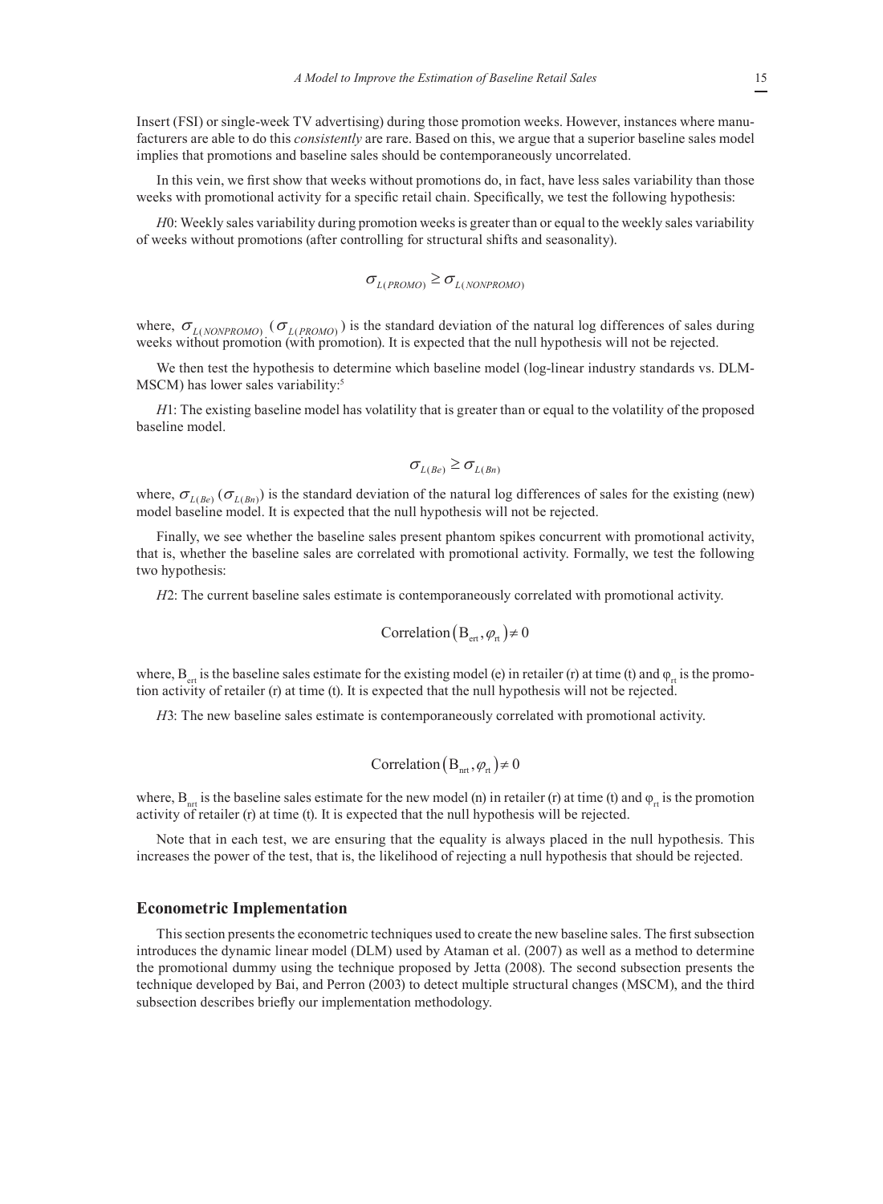Insert (FSI) or single-week TV advertising) during those promotion weeks. However, instances where manufacturers are able to do this *consistently* are rare. Based on this, we argue that a superior baseline sales model implies that promotions and baseline sales should be contemporaneously uncorrelated.

In this vein, we first show that weeks without promotions do, in fact, have less sales variability than those weeks with promotional activity for a specific retail chain. Specifically, we test the following hypothesis:

*H*0: Weekly sales variability during promotion weeks is greater than or equal to the weekly sales variability of weeks without promotions (after controlling for structural shifts and seasonality).

$$\sigma_{L(PROMO)} \geq \sigma_{L(NONPROMO)}$$

where, $\sigma_{L(NONPROMO)}$ ($\sigma_{L(PROMO)}$) is the standard deviation of the natural log differences of sales during weeks without promotion (with promotion). It is expected that the null hypothesis will not be rejected.

We then test the hypothesis to determine which baseline model (log-linear industry standards vs. DLM-MSCM) has lower sales variability:[5]

*H*1: The existing baseline model has volatility that is greater than or equal to the volatility of the proposed baseline model.

$$\sigma_{L(Be)} \geq \sigma_{L(Bn)}$$

where, $\sigma_{L(Be)}$ ($\sigma_{L(Bn)}$) is the standard deviation of the natural log differences of sales for the existing (new) model baseline model. It is expected that the null hypothesis will not be rejected.

Finally, we see whether the baseline sales present phantom spikes concurrent with promotional activity, that is, whether the baseline sales are correlated with promotional activity. Formally, we test the following two hypothesis:

*H*2: The current baseline sales estimate is contemporaneously correlated with promotional activity.

$$\text{Correlation}\left(B_{ert}, \varphi_{rt}\right) \neq 0$$

where, $B_{ert}$ is the baseline sales estimate for the existing model (e) in retailer (r) at time (t) and $\varphi_{rt}$ is the promotion activity of retailer (r) at time (t). It is expected that the null hypothesis will not be rejected.

*H*3: The new baseline sales estimate is contemporaneously correlated with promotional activity.

$$\text{Correlation}\left(B_{nrt}, \varphi_{rt}\right) \neq 0$$

where, $B_{nrt}$ is the baseline sales estimate for the new model (n) in retailer (r) at time (t) and $\varphi_{rt}$ is the promotion activity of retailer (r) at time (t). It is expected that the null hypothesis will be rejected.

Note that in each test, we are ensuring that the equality is always placed in the null hypothesis. This increases the power of the test, that is, the likelihood of rejecting a null hypothesis that should be rejected.

## Econometric Implementation

This section presents the econometric techniques used to create the new baseline sales. The first subsection introduces the dynamic linear model (DLM) used by Ataman et al. (2007) as well as a method to determine the promotional dummy using the technique proposed by Jetta (2008). The second subsection presents the technique developed by Bai, and Perron (2003) to detect multiple structural changes (MSCM), and the third subsection describes briefly our implementation methodology.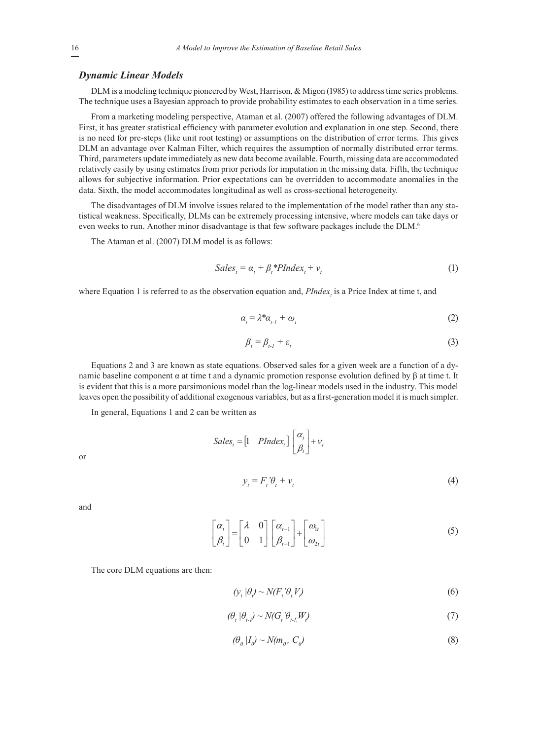### *Dynamic Linear Models*

DLM is a modeling technique pioneered by West, Harrison, & Migon (1985) to address time series problems. The technique uses a Bayesian approach to provide probability estimates to each observation in a time series.

From a marketing modeling perspective, Ataman et al. (2007) offered the following advantages of DLM. First, it has greater statistical efficiency with parameter evolution and explanation in one step. Second, there is no need for pre-steps (like unit root testing) or assumptions on the distribution of error terms. This gives DLM an advantage over Kalman Filter, which requires the assumption of normally distributed error terms. Third, parameters update immediately as new data become available. Fourth, missing data are accommodated relatively easily by using estimates from prior periods for imputation in the missing data. Fifth, the technique allows for subjective information. Prior expectations can be overridden to accommodate anomalies in the data. Sixth, the model accommodates longitudinal as well as cross-sectional heterogeneity.

The disadvantages of DLM involve issues related to the implementation of the model rather than any statistical weakness. Specifically, DLMs can be extremely processing intensive, where models can take days or even weeks to run. Another minor disadvantage is that few software packages include the DLM.[6]

The Ataman et al. (2007) DLM model is as follows:

$$Sales_t = \alpha_t + \beta_t * PIndex_t + v_t \tag{1}$$

where Equation 1 is referred to as the observation equation and, $PIndex_t$ is a Price Index at time t, and

$$\alpha_t = \lambda * \alpha_{t-1} + \omega_t \tag{2}$$

$$\beta_t = \beta_{t-1} + \varepsilon_t \tag{3}$$

Equations 2 and 3 are known as state equations. Observed sales for a given week are a function of a dynamic baseline component α at time t and a dynamic promotion response evolution defined by β at time t. It is evident that this is a more parsimonious model than the log-linear models used in the industry. This model leaves open the possibility of additional exogenous variables, but as a first-generation model it is much simpler.

In general, Equations 1 and 2 can be written as

$$Sales_t = \begin{bmatrix} 1 & PIndex_t \end{bmatrix} \begin{bmatrix} \alpha_t \\ \beta_t \end{bmatrix} + v_t$$

or

$$y_t = F_t' \theta_t + v_t \tag{4}$$

and

$$\begin{bmatrix} \alpha_t \\ \beta_t \end{bmatrix} = \begin{bmatrix} \lambda & 0 \\ 0 & 1 \end{bmatrix} \begin{bmatrix} \alpha_{t-1} \\ \beta_{t-1} \end{bmatrix} + \begin{bmatrix} \omega_{1t} \\ \omega_{2t} \end{bmatrix} \tag{5}$$

The core DLM equations are then:

$$(y_t \mid \theta_t) \sim N(F_t' \theta_t, V_t) \tag{6}$$

$$(\theta_t \mid \theta_{t-1}) \sim N(G_t' \theta_{t-1}, W_t) \tag{7}$$

$$(\theta_0 \mid I_0) \sim N(m_0, C_0) \tag{8}$$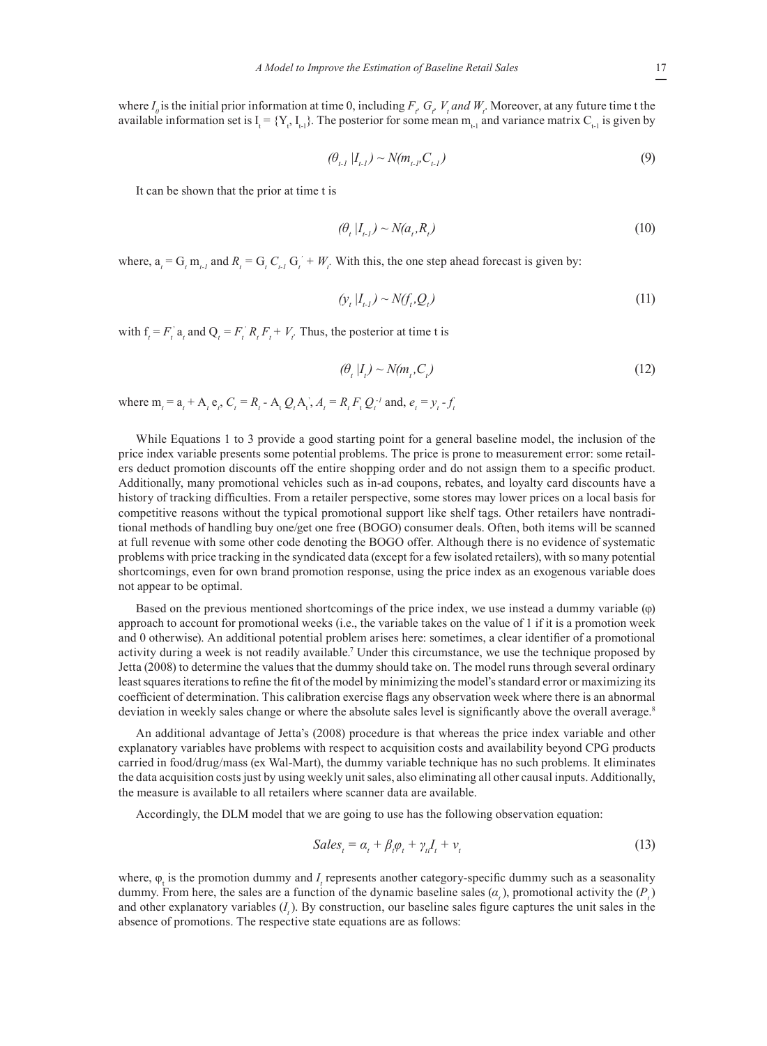where $I_0$ is the initial prior information at time 0, including $F_t$, $G_t$, $V_t$ and $W_t$. Moreover, at any future time t the available information set is $I_t = \{Y_t, I_{t-1}\}$. The posterior for some mean $m_{t-1}$ and variance matrix $C_{t-1}$ is given by

$$(\theta_{t-1} \mid I_{t-1}) \sim N(m_{t-1}, C_{t-1}) \tag{9}$$

It can be shown that the prior at time t is

$$(\theta_t \mid I_{t-1}) \sim N(a_t, R_t) \tag{10}$$

where, $a_t = G_t m_{t-1}$ and $R_t = G_t C_{t-1} G_t' + W_t$. With this, the one step ahead forecast is given by:

$$(y_t \mid I_{t-1}) \sim N(f_t, Q_t) \tag{11}$$

with $f_t = F_t' a_t$ and $Q_t = F_t' R_t F_t + V_t$. Thus, the posterior at time t is

$$(\theta_t \mid I_t) \sim N(m_t, C_t) \tag{12}$$

where $m_t = a_t + A_t e_t$, $C_t = R_t - A_t Q_t A_t'$, $A_t = R_t F_t Q_t^{-1}$ and, $e_t = y_t - f_t$

While Equations 1 to 3 provide a good starting point for a general baseline model, the inclusion of the price index variable presents some potential problems. The price is prone to measurement error: some retailers deduct promotion discounts off the entire shopping order and do not assign them to a specific product. Additionally, many promotional vehicles such as in-ad coupons, rebates, and loyalty card discounts have a history of tracking difficulties. From a retailer perspective, some stores may lower prices on a local basis for competitive reasons without the typical promotional support like shelf tags. Other retailers have nontraditional methods of handling buy one/get one free (BOGO) consumer deals. Often, both items will be scanned at full revenue with some other code denoting the BOGO offer. Although there is no evidence of systematic problems with price tracking in the syndicated data (except for a few isolated retailers), with so many potential shortcomings, even for own brand promotion response, using the price index as an exogenous variable does not appear to be optimal.

Based on the previous mentioned shortcomings of the price index, we use instead a dummy variable ($\varphi$) approach to account for promotional weeks (i.e., the variable takes on the value of 1 if it is a promotion week and 0 otherwise). An additional potential problem arises here: sometimes, a clear identifier of a promotional activity during a week is not readily available.[7] Under this circumstance, we use the technique proposed by Jetta (2008) to determine the values that the dummy should take on. The model runs through several ordinary least squares iterations to refine the fit of the model by minimizing the model's standard error or maximizing its coefficient of determination. This calibration exercise flags any observation week where there is an abnormal deviation in weekly sales change or where the absolute sales level is significantly above the overall average.[8]

An additional advantage of Jetta's (2008) procedure is that whereas the price index variable and other explanatory variables have problems with respect to acquisition costs and availability beyond CPG products carried in food/drug/mass (ex Wal-Mart), the dummy variable technique has no such problems. It eliminates the data acquisition costs just by using weekly unit sales, also eliminating all other causal inputs. Additionally, the measure is available to all retailers where scanner data are available.

Accordingly, the DLM model that we are going to use has the following observation equation:

$$Sales_t = \alpha_t + \beta_t \varphi_t + \gamma_{ti} I_t + v_t \tag{13}$$

where, $\varphi_t$ is the promotion dummy and $I_t$ represents another category-specific dummy such as a seasonality dummy. From here, the sales are a function of the dynamic baseline sales ($\alpha_t$), promotional activity the ($P_t$) and other explanatory variables ($I_t$). By construction, our baseline sales figure captures the unit sales in the absence of promotions. The respective state equations are as follows: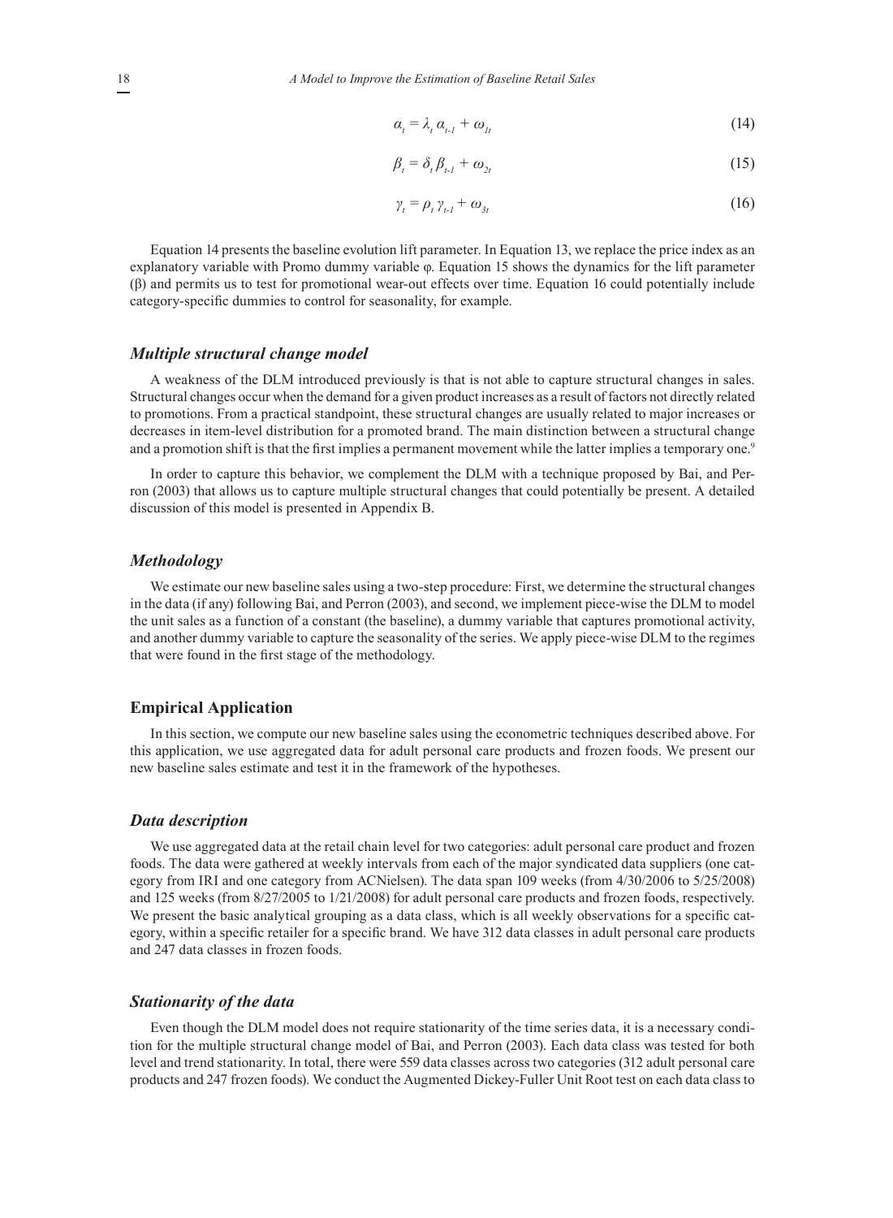$$\alpha_t = \lambda_t \alpha_{t-1} + \omega_{1t} \tag{14}$$

$$\beta_t = \delta_t \beta_{t-1} + \omega_{2t} \tag{15}$$

$$\gamma_t = \rho_t \gamma_{t-1} + \omega_{3t} \tag{16}$$

Equation 14 presents the baseline evolution lift parameter. In Equation 13, we replace the price index as an explanatory variable with Promo dummy variable $\varphi$. Equation 15 shows the dynamics for the lift parameter ($\beta$) and permits us to test for promotional wear-out effects over time. Equation 16 could potentially include category-specific dummies to control for seasonality, for example.

### *Multiple structural change model*

A weakness of the DLM introduced previously is that is not able to capture structural changes in sales. Structural changes occur when the demand for a given product increases as a result of factors not directly related to promotions. From a practical standpoint, these structural changes are usually related to major increases or decreases in item-level distribution for a promoted brand. The main distinction between a structural change and a promotion shift is that the first implies a permanent movement while the latter implies a temporary one.[9]

In order to capture this behavior, we complement the DLM with a technique proposed by Bai, and Perron (2003) that allows us to capture multiple structural changes that could potentially be present. A detailed discussion of this model is presented in Appendix B.

### *Methodology*

We estimate our new baseline sales using a two-step procedure: First, we determine the structural changes in the data (if any) following Bai, and Perron (2003), and second, we implement piece-wise the DLM to model the unit sales as a function of a constant (the baseline), a dummy variable that captures promotional activity, and another dummy variable to capture the seasonality of the series. We apply piece-wise DLM to the regimes that were found in the first stage of the methodology.

## Empirical Application

In this section, we compute our new baseline sales using the econometric techniques described above. For this application, we use aggregated data for adult personal care products and frozen foods. We present our new baseline sales estimate and test it in the framework of the hypotheses.

### *Data description*

We use aggregated data at the retail chain level for two categories: adult personal care product and frozen foods. The data were gathered at weekly intervals from each of the major syndicated data suppliers (one category from IRI and one category from ACNielsen). The data span 109 weeks (from 4/30/2006 to 5/25/2008) and 125 weeks (from 8/27/2005 to 1/21/2008) for adult personal care products and frozen foods, respectively. We present the basic analytical grouping as a data class, which is all weekly observations for a specific category, within a specific retailer for a specific brand. We have 312 data classes in adult personal care products and 247 data classes in frozen foods.

### *Stationarity of the data*

Even though the DLM model does not require stationarity of the time series data, it is a necessary condition for the multiple structural change model of Bai, and Perron (2003). Each data class was tested for both level and trend stationarity. In total, there were 559 data classes across two categories (312 adult personal care products and 247 frozen foods). We conduct the Augmented Dickey-Fuller Unit Root test on each data class to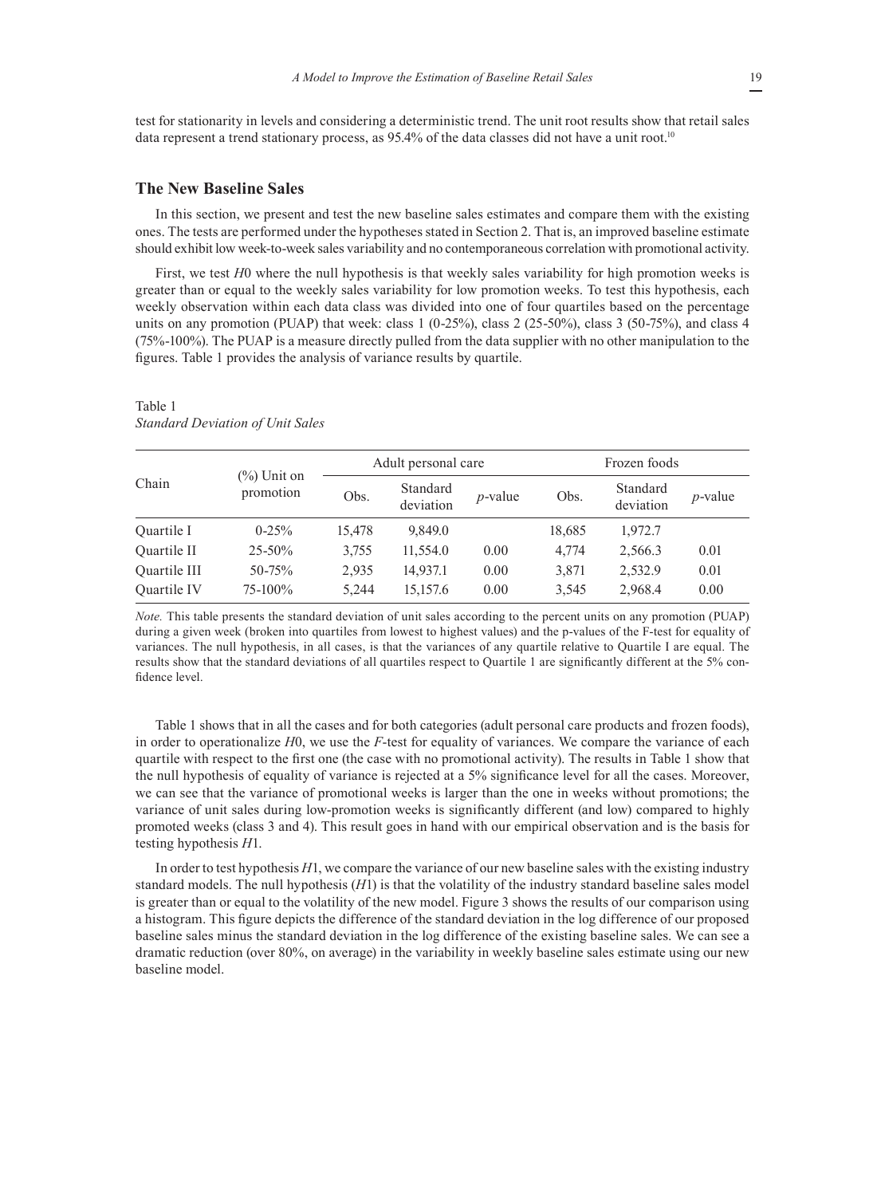test for stationarity in levels and considering a deterministic trend. The unit root results show that retail sales data represent a trend stationary process, as 95.4% of the data classes did not have a unit root.[10]

## The New Baseline Sales

In this section, we present and test the new baseline sales estimates and compare them with the existing ones. The tests are performed under the hypotheses stated in Section 2. That is, an improved baseline estimate should exhibit low week-to-week sales variability and no contemporaneous correlation with promotional activity.

First, we test $H0$ where the null hypothesis is that weekly sales variability for high promotion weeks is greater than or equal to the weekly sales variability for low promotion weeks. To test this hypothesis, each weekly observation within each data class was divided into one of four quartiles based on the percentage units on any promotion (PUAP) that week: class 1 (0-25%), class 2 (25-50%), class 3 (50-75%), and class 4 (75%-100%). The PUAP is a measure directly pulled from the data supplier with no other manipulation to the figures. Table 1 provides the analysis of variance results by quartile.

Table 1
*Standard Deviation of Unit Sales*

| Chain | (%) Unit on promotion | Adult personal care | | | Frozen foods | | |
|---|---|---|---|---|---|---|---|
| | | Obs. | Standard deviation | *p*-value | Obs. | Standard deviation | *p*-value |
| Quartile I | 0-25% | 15,478 | 9,849.0 | | 18,685 | 1,972.7 | |
| Quartile II | 25-50% | 3,755 | 11,554.0 | 0.00 | 4,774 | 2,566.3 | 0.01 |
| Quartile III | 50-75% | 2,935 | 14,937.1 | 0.00 | 3,871 | 2,532.9 | 0.01 |
| Quartile IV | 75-100% | 5,244 | 15,157.6 | 0.00 | 3,545 | 2,968.4 | 0.00 |

*Note.* This table presents the standard deviation of unit sales according to the percent units on any promotion (PUAP) during a given week (broken into quartiles from lowest to highest values) and the p-values of the F-test for equality of variances. The null hypothesis, in all cases, is that the variances of any quartile relative to Quartile I are equal. The results show that the standard deviations of all quartiles respect to Quartile 1 are significantly different at the 5% confidence level.

Table 1 shows that in all the cases and for both categories (adult personal care products and frozen foods), in order to operationalize $H0$, we use the $F$-test for equality of variances. We compare the variance of each quartile with respect to the first one (the case with no promotional activity). The results in Table 1 show that the null hypothesis of equality of variance is rejected at a 5% significance level for all the cases. Moreover, we can see that the variance of promotional weeks is larger than the one in weeks without promotions; the variance of unit sales during low-promotion weeks is significantly different (and low) compared to highly promoted weeks (class 3 and 4). This result goes in hand with our empirical observation and is the basis for testing hypothesis $H1$.

In order to test hypothesis $H1$, we compare the variance of our new baseline sales with the existing industry standard models. The null hypothesis ($H1$) is that the volatility of the industry standard baseline sales model is greater than or equal to the volatility of the new model. Figure 3 shows the results of our comparison using a histogram. This figure depicts the difference of the standard deviation in the log difference of our proposed baseline sales minus the standard deviation in the log difference of the existing baseline sales. We can see a dramatic reduction (over 80%, on average) in the variability in weekly baseline sales estimate using our new baseline model.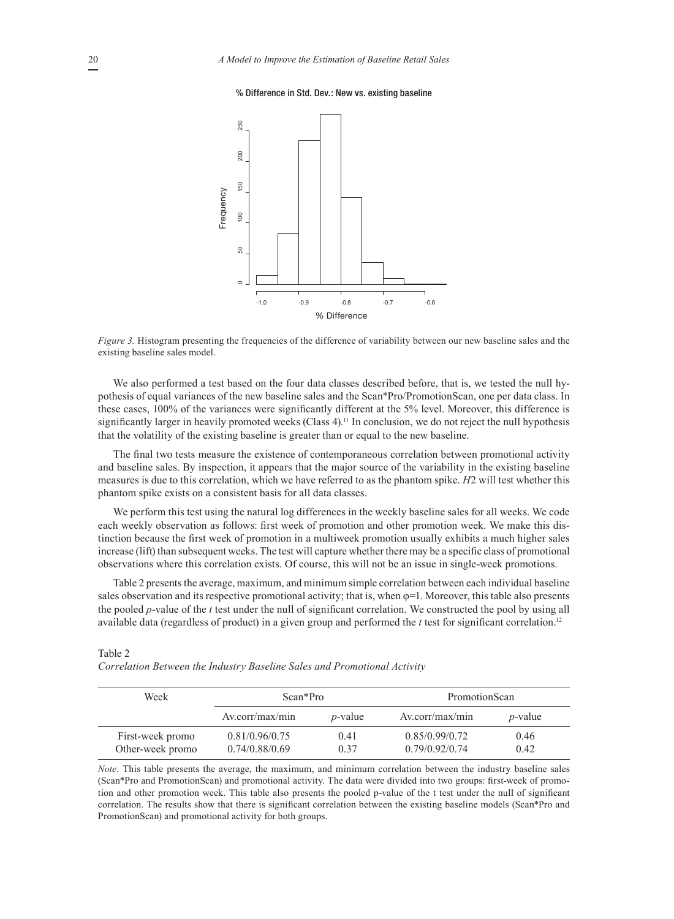*Figure 3.* Histogram presenting the frequencies of the difference of variability between our new baseline sales and the existing baseline sales model.

We also performed a test based on the four data classes described before, that is, we tested the null hypothesis of equal variances of the new baseline sales and the Scan*Pro/PromotionScan, one per data class. In these cases, 100% of the variances were significantly different at the 5% level. Moreover, this difference is significantly larger in heavily promoted weeks (Class 4).[11] In conclusion, we do not reject the null hypothesis that the volatility of the existing baseline is greater than or equal to the new baseline.

The final two tests measure the existence of contemporaneous correlation between promotional activity and baseline sales. By inspection, it appears that the major source of the variability in the existing baseline measures is due to this correlation, which we have referred to as the phantom spike. *H*2 will test whether this phantom spike exists on a consistent basis for all data classes.

We perform this test using the natural log differences in the weekly baseline sales for all weeks. We code each weekly observation as follows: first week of promotion and other promotion week. We make this distinction because the first week of promotion in a multiweek promotion usually exhibits a much higher sales increase (lift) than subsequent weeks. The test will capture whether there may be a specific class of promotional observations where this correlation exists. Of course, this will not be an issue in single-week promotions.

Table 2 presents the average, maximum, and minimum simple correlation between each individual baseline sales observation and its respective promotional activity; that is, when $\varphi=1$. Moreover, this table also presents the pooled *p*-value of the *t* test under the null of significant correlation. We constructed the pool by using all available data (regardless of product) in a given group and performed the *t* test for significant correlation.[12]

Table 2
*Correlation Between the Industry Baseline Sales and Promotional Activity*

| Week | Scan*Pro | | PromotionScan | |
|---|---|---|---|---|
| | Av.corr/max/min | *p*-value | Av.corr/max/min | *p*-value |
| First-week promo | 0.81/0.96/0.75 | 0.41 | 0.85/0.99/0.72 | 0.46 |
| Other-week promo | 0.74/0.88/0.69 | 0.37 | 0.79/0.92/0.74 | 0.42 |

*Note.* This table presents the average, the maximum, and minimum correlation between the industry baseline sales (Scan*Pro and PromotionScan) and promotional activity. The data were divided into two groups: first-week of promotion and other promotion week. This table also presents the pooled p-value of the t test under the null of significant correlation. The results show that there is significant correlation between the existing baseline models (Scan*Pro and PromotionScan) and promotional activity for both groups.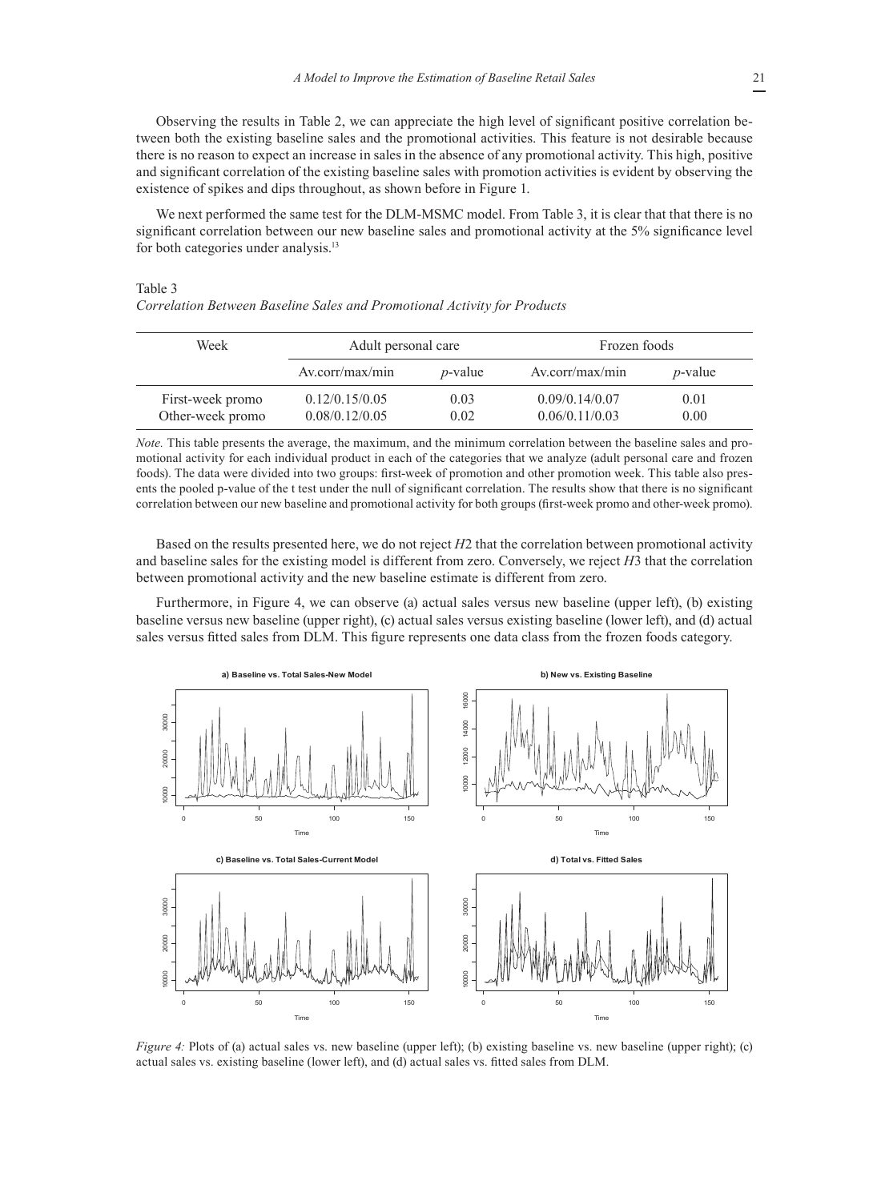Observing the results in Table 2, we can appreciate the high level of significant positive correlation between both the existing baseline sales and the promotional activities. This feature is not desirable because there is no reason to expect an increase in sales in the absence of any promotional activity. This high, positive and significant correlation of the existing baseline sales with promotion activities is evident by observing the existence of spikes and dips throughout, as shown before in Figure 1.

We next performed the same test for the DLM-MSMC model. From Table 3, it is clear that that there is no significant correlation between our new baseline sales and promotional activity at the 5% significance level for both categories under analysis.[13]

Table 3
*Correlation Between Baseline Sales and Promotional Activity for Products*

| Week | Adult personal care | | Frozen foods | |
|---|---|---|---|---|
| | Av.corr/max/min | *p*-value | Av.corr/max/min | *p*-value |
| First-week promo | 0.12/0.15/0.05 | 0.03 | 0.09/0.14/0.07 | 0.01 |
| Other-week promo | 0.08/0.12/0.05 | 0.02 | 0.06/0.11/0.03 | 0.00 |

*Note.* This table presents the average, the maximum, and the minimum correlation between the baseline sales and promotional activity for each individual product in each of the categories that we analyze (adult personal care and frozen foods). The data were divided into two groups: first-week of promotion and other promotion week. This table also presents the pooled p-value of the t test under the null of significant correlation. The results show that there is no significant correlation between our new baseline and promotional activity for both groups (first-week promo and other-week promo).

Based on the results presented here, we do not reject *H*2 that the correlation between promotional activity and baseline sales for the existing model is different from zero. Conversely, we reject *H*3 that the correlation between promotional activity and the new baseline estimate is different from zero.

Furthermore, in Figure 4, we can observe (a) actual sales versus new baseline (upper left), (b) existing baseline versus new baseline (upper right), (c) actual sales versus existing baseline (lower left), and (d) actual sales versus fitted sales from DLM. This figure represents one data class from the frozen foods category.

*Figure 4:* Plots of (a) actual sales vs. new baseline (upper left); (b) existing baseline vs. new baseline (upper right); (c) actual sales vs. existing baseline (lower left), and (d) actual sales vs. fitted sales from DLM.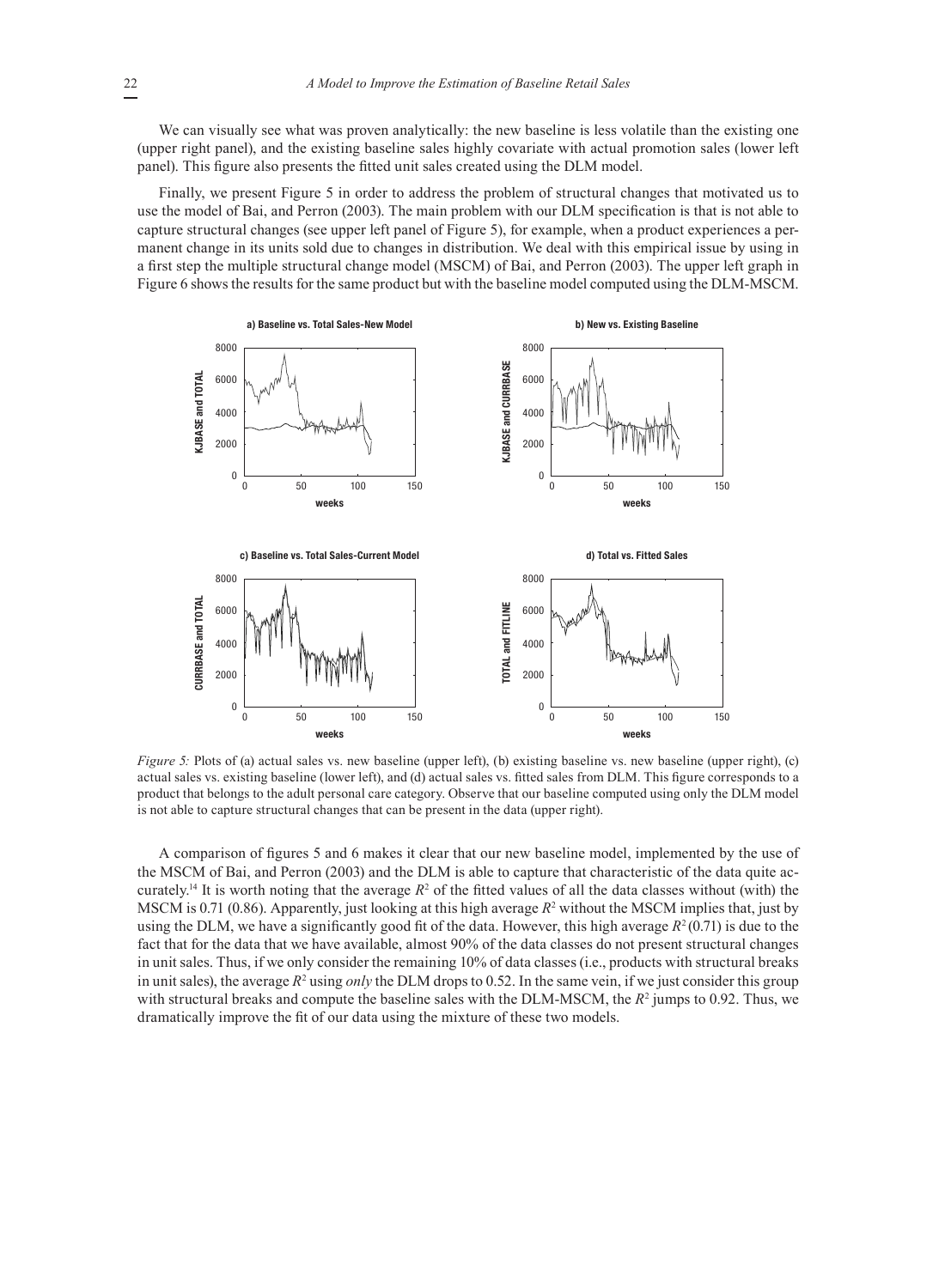We can visually see what was proven analytically: the new baseline is less volatile than the existing one (upper right panel), and the existing baseline sales highly covariate with actual promotion sales (lower left panel). This figure also presents the fitted unit sales created using the DLM model.

Finally, we present Figure 5 in order to address the problem of structural changes that motivated us to use the model of Bai, and Perron (2003). The main problem with our DLM specification is that is not able to capture structural changes (see upper left panel of Figure 5), for example, when a product experiences a permanent change in its units sold due to changes in distribution. We deal with this empirical issue by using in a first step the multiple structural change model (MSCM) of Bai, and Perron (2003). The upper left graph in Figure 6 shows the results for the same product but with the baseline model computed using the DLM-MSCM.

*Figure 5:* Plots of (a) actual sales vs. new baseline (upper left), (b) existing baseline vs. new baseline (upper right), (c) actual sales vs. existing baseline (lower left), and (d) actual sales vs. fitted sales from DLM. This figure corresponds to a product that belongs to the adult personal care category. Observe that our baseline computed using only the DLM model is not able to capture structural changes that can be present in the data (upper right).

A comparison of figures 5 and 6 makes it clear that our new baseline model, implemented by the use of the MSCM of Bai, and Perron (2003) and the DLM is able to capture that characteristic of the data quite accurately.[14] It is worth noting that the average $R^2$ of the fitted values of all the data classes without (with) the MSCM is 0.71 (0.86). Apparently, just looking at this high average $R^2$ without the MSCM implies that, just by using the DLM, we have a significantly good fit of the data. However, this high average $R^2$ (0.71) is due to the fact that for the data that we have available, almost 90% of the data classes do not present structural changes in unit sales. Thus, if we only consider the remaining 10% of data classes (i.e., products with structural breaks in unit sales), the average $R^2$ using *only* the DLM drops to 0.52. In the same vein, if we just consider this group with structural breaks and compute the baseline sales with the DLM-MSCM, the $R^2$ jumps to 0.92. Thus, we dramatically improve the fit of our data using the mixture of these two models.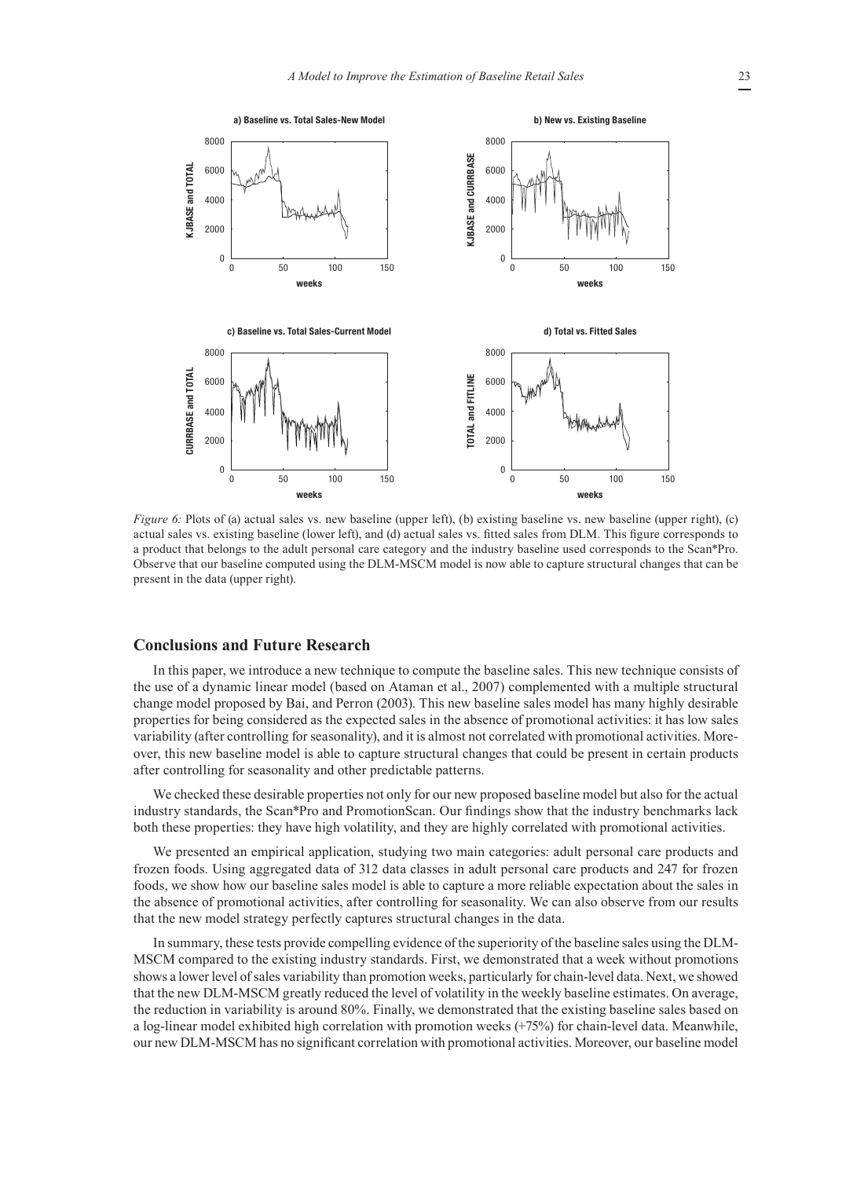*Figure 6:* Plots of (a) actual sales vs. new baseline (upper left), (b) existing baseline vs. new baseline (upper right), (c) actual sales vs. existing baseline (lower left), and (d) actual sales vs. fitted sales from DLM. This figure corresponds to a product that belongs to the adult personal care category and the industry baseline used corresponds to the Scan*Pro. Observe that our baseline computed using the DLM-MSCM model is now able to capture structural changes that can be present in the data (upper right).

## Conclusions and Future Research

In this paper, we introduce a new technique to compute the baseline sales. This new technique consists of the use of a dynamic linear model (based on Ataman et al., 2007) complemented with a multiple structural change model proposed by Bai, and Perron (2003). This new baseline sales model has many highly desirable properties for being considered as the expected sales in the absence of promotional activities: it has low sales variability (after controlling for seasonality), and it is almost not correlated with promotional activities. Moreover, this new baseline model is able to capture structural changes that could be present in certain products after controlling for seasonality and other predictable patterns.

We checked these desirable properties not only for our new proposed baseline model but also for the actual industry standards, the Scan*Pro and PromotionScan. Our findings show that the industry benchmarks lack both these properties: they have high volatility, and they are highly correlated with promotional activities.

We presented an empirical application, studying two main categories: adult personal care products and frozen foods. Using aggregated data of 312 data classes in adult personal care products and 247 for frozen foods, we show how our baseline sales model is able to capture a more reliable expectation about the sales in the absence of promotional activities, after controlling for seasonality. We can also observe from our results that the new model strategy perfectly captures structural changes in the data.

In summary, these tests provide compelling evidence of the superiority of the baseline sales using the DLM-MSCM compared to the existing industry standards. First, we demonstrated that a week without promotions shows a lower level of sales variability than promotion weeks, particularly for chain-level data. Next, we showed that the new DLM-MSCM greatly reduced the level of volatility in the weekly baseline estimates. On average, the reduction in variability is around 80%. Finally, we demonstrated that the existing baseline sales based on a log-linear model exhibited high correlation with promotion weeks (+75%) for chain-level data. Meanwhile, our new DLM-MSCM has no significant correlation with promotional activities. Moreover, our baseline model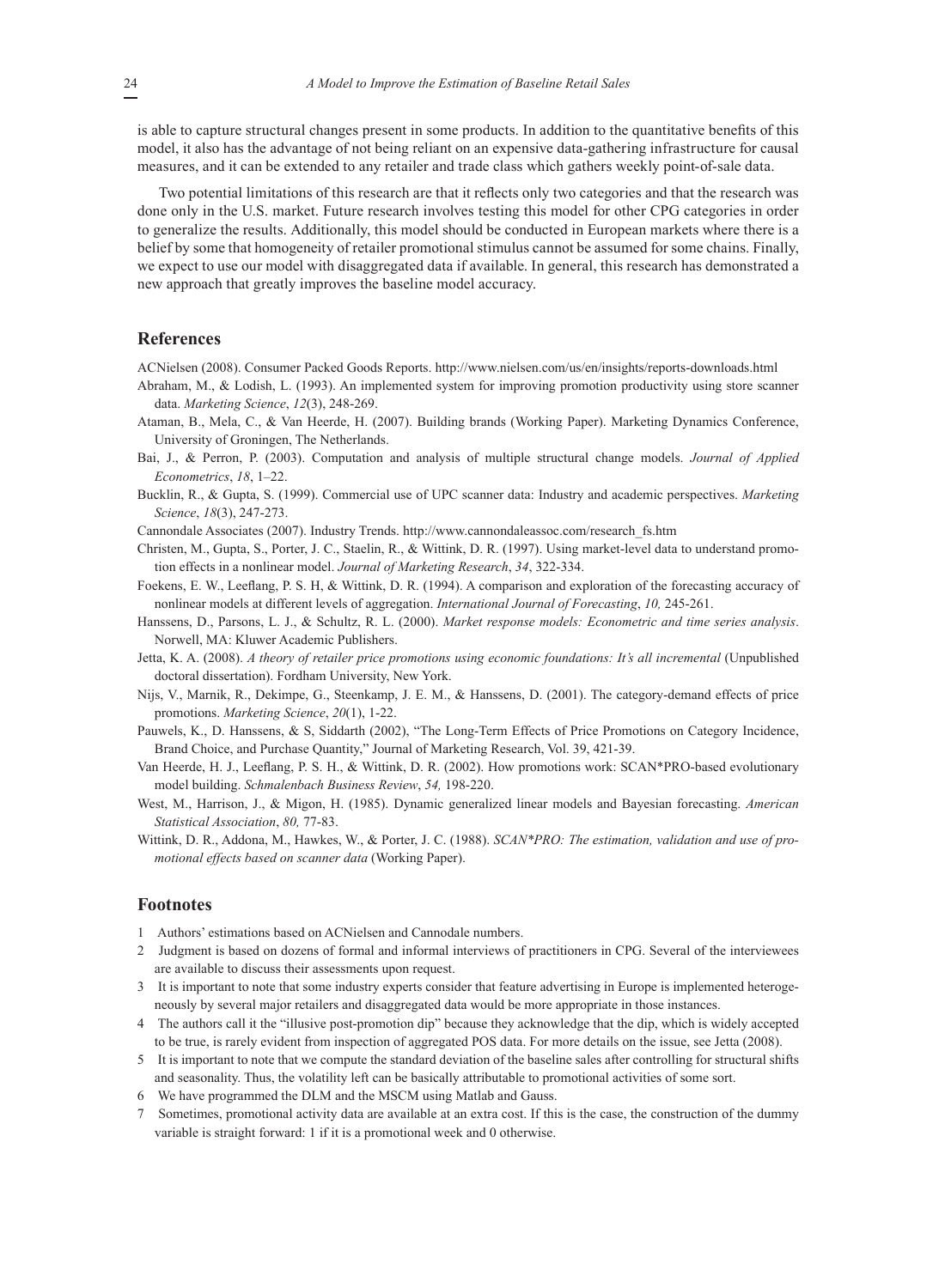is able to capture structural changes present in some products. In addition to the quantitative benefits of this model, it also has the advantage of not being reliant on an expensive data-gathering infrastructure for causal measures, and it can be extended to any retailer and trade class which gathers weekly point-of-sale data.

Two potential limitations of this research are that it reflects only two categories and that the research was done only in the U.S. market. Future research involves testing this model for other CPG categories in order to generalize the results. Additionally, this model should be conducted in European markets where there is a belief by some that homogeneity of retailer promotional stimulus cannot be assumed for some chains. Finally, we expect to use our model with disaggregated data if available. In general, this research has demonstrated a new approach that greatly improves the baseline model accuracy.

## References

ACNielsen (2008). Consumer Packed Goods Reports. http://www.nielsen.com/us/en/insights/reports-downloads.html

Abraham, M., & Lodish, L. (1993). An implemented system for improving promotion productivity using store scanner data. *Marketing Science*, *12*(3), 248-269.

Ataman, B., Mela, C., & Van Heerde, H. (2007). Building brands (Working Paper). Marketing Dynamics Conference, University of Groningen, The Netherlands.

Bai, J., & Perron, P. (2003). Computation and analysis of multiple structural change models. *Journal of Applied Econometrics*, *18*, 1–22.

Bucklin, R., & Gupta, S. (1999). Commercial use of UPC scanner data: Industry and academic perspectives. *Marketing Science*, *18*(3), 247-273.

Cannondale Associates (2007). Industry Trends. http://www.cannondaleassoc.com/research_fs.htm

Christen, M., Gupta, S., Porter, J. C., Staelin, R., & Wittink, D. R. (1997). Using market-level data to understand promotion effects in a nonlinear model. *Journal of Marketing Research*, *34*, 322-334.

Foekens, E. W., Leeflang, P. S. H, & Wittink, D. R. (1994). A comparison and exploration of the forecasting accuracy of nonlinear models at different levels of aggregation. *International Journal of Forecasting*, *10,* 245-261.

Hanssens, D., Parsons, L. J., & Schultz, R. L. (2000). *Market response models: Econometric and time series analysis*. Norwell, MA: Kluwer Academic Publishers.

Jetta, K. A. (2008). *A theory of retailer price promotions using economic foundations: It's all incremental* (Unpublished doctoral dissertation). Fordham University, New York.

Nijs, V., Marnik, R., Dekimpe, G., Steenkamp, J. E. M., & Hanssens, D. (2001). The category-demand effects of price promotions. *Marketing Science*, *20*(1), 1-22.

Pauwels, K., D. Hanssens, & S, Siddarth (2002), "The Long-Term Effects of Price Promotions on Category Incidence, Brand Choice, and Purchase Quantity," Journal of Marketing Research, Vol. 39, 421-39.

Van Heerde, H. J., Leeflang, P. S. H., & Wittink, D. R. (2002). How promotions work: SCAN*PRO-based evolutionary model building. *Schmalenbach Business Review*, *54,* 198-220.

West, M., Harrison, J., & Migon, H. (1985). Dynamic generalized linear models and Bayesian forecasting. *American Statistical Association*, *80,* 77-83.

Wittink, D. R., Addona, M., Hawkes, W., & Porter, J. C. (1988). *SCAN*PRO: The estimation, validation and use of promotional effects based on scanner data* (Working Paper).

## Footnotes

1 Authors' estimations based on ACNielsen and Cannodale numbers.

2 Judgment is based on dozens of formal and informal interviews of practitioners in CPG. Several of the interviewees are available to discuss their assessments upon request.

3 It is important to note that some industry experts consider that feature advertising in Europe is implemented heterogeneously by several major retailers and disaggregated data would be more appropriate in those instances.

4 The authors call it the "illusive post-promotion dip" because they acknowledge that the dip, which is widely accepted to be true, is rarely evident from inspection of aggregated POS data. For more details on the issue, see Jetta (2008).

5 It is important to note that we compute the standard deviation of the baseline sales after controlling for structural shifts and seasonality. Thus, the volatility left can be basically attributable to promotional activities of some sort.

6 We have programmed the DLM and the MSCM using Matlab and Gauss.

7 Sometimes, promotional activity data are available at an extra cost. If this is the case, the construction of the dummy variable is straight forward: 1 if it is a promotional week and 0 otherwise.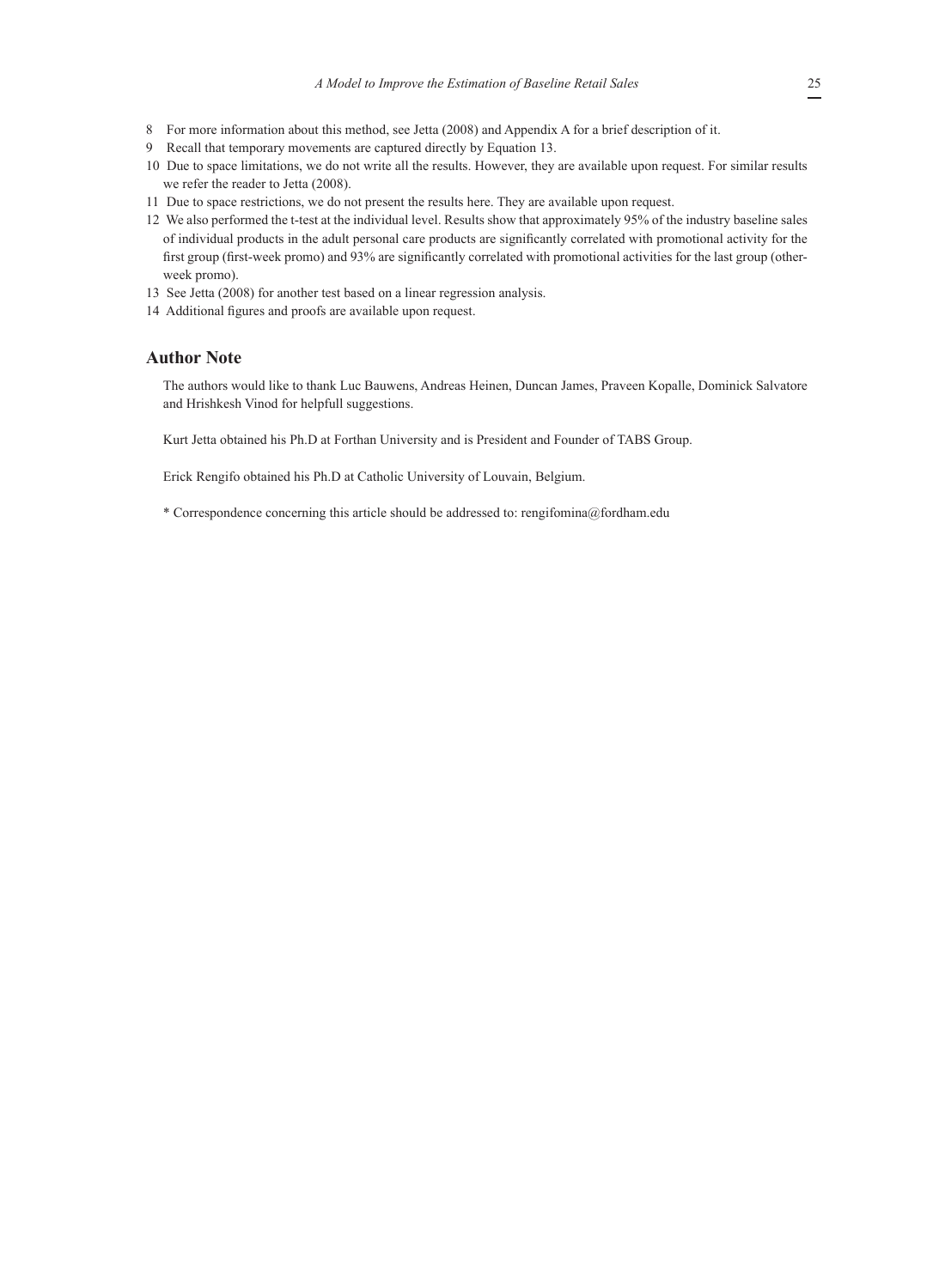8 For more information about this method, see Jetta (2008) and Appendix A for a brief description of it.

9 Recall that temporary movements are captured directly by Equation 13.

10 Due to space limitations, we do not write all the results. However, they are available upon request. For similar results we refer the reader to Jetta (2008).

11 Due to space restrictions, we do not present the results here. They are available upon request.

12 We also performed the t-test at the individual level. Results show that approximately 95% of the industry baseline sales of individual products in the adult personal care products are significantly correlated with promotional activity for the first group (first-week promo) and 93% are significantly correlated with promotional activities for the last group (other-week promo).

13 See Jetta (2008) for another test based on a linear regression analysis.

14 Additional figures and proofs are available upon request.

## Author Note

The authors would like to thank Luc Bauwens, Andreas Heinen, Duncan James, Praveen Kopalle, Dominick Salvatore and Hrishkesh Vinod for helpfull suggestions.

Kurt Jetta obtained his Ph.D at Forthan University and is President and Founder of TABS Group.

Erick Rengifo obtained his Ph.D at Catholic University of Louvain, Belgium.

* Correspondence concerning this article should be addressed to: rengifomina@fordham.edu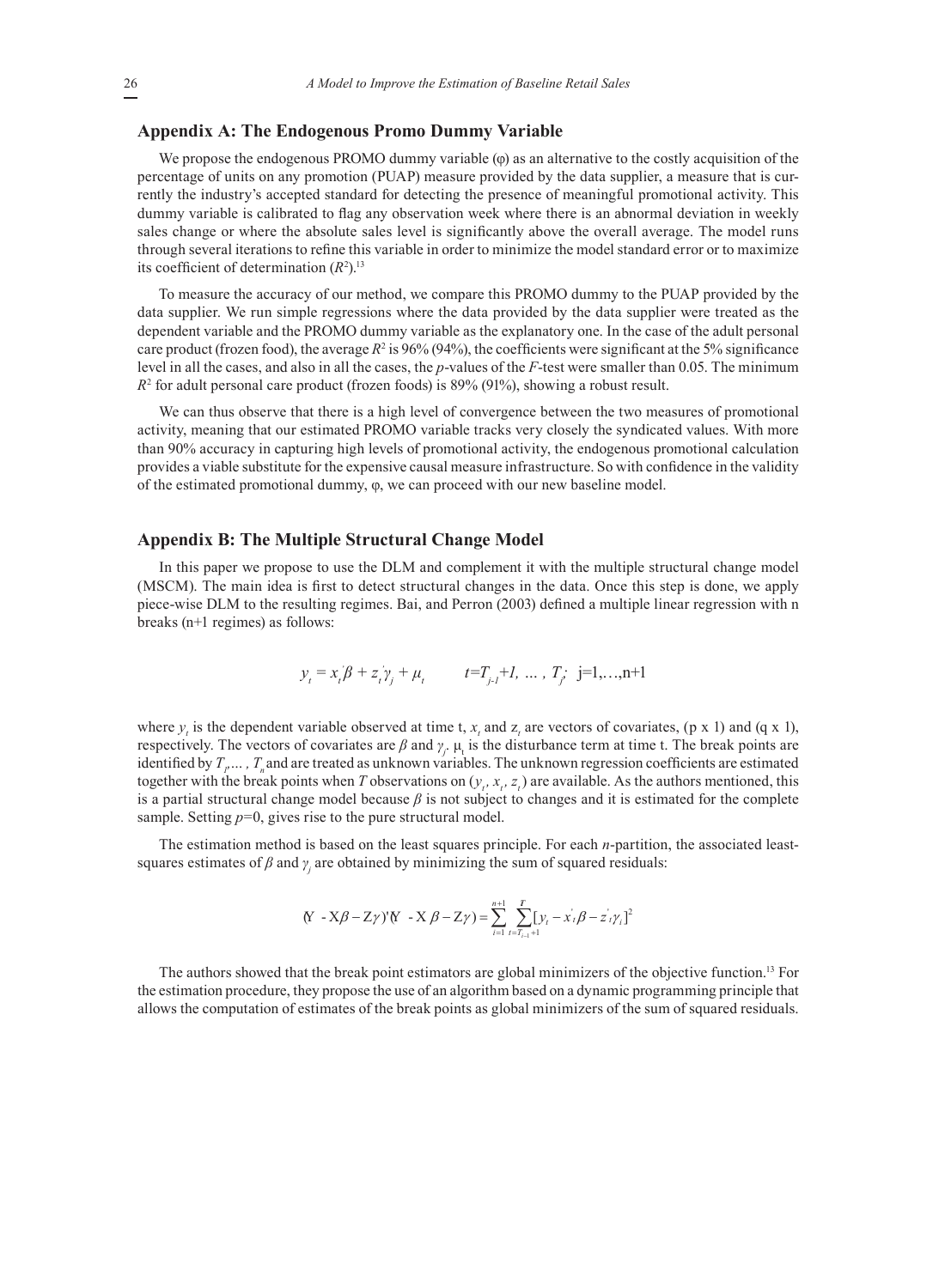## Appendix A: The Endogenous Promo Dummy Variable

We propose the endogenous PROMO dummy variable (φ) as an alternative to the costly acquisition of the percentage of units on any promotion (PUAP) measure provided by the data supplier, a measure that is currently the industry's accepted standard for detecting the presence of meaningful promotional activity. This dummy variable is calibrated to flag any observation week where there is an abnormal deviation in weekly sales change or where the absolute sales level is significantly above the overall average. The model runs through several iterations to refine this variable in order to minimize the model standard error or to maximize its coefficient of determination ($R^2$).[13]

To measure the accuracy of our method, we compare this PROMO dummy to the PUAP provided by the data supplier. We run simple regressions where the data provided by the data supplier were treated as the dependent variable and the PROMO dummy variable as the explanatory one. In the case of the adult personal care product (frozen food), the average $R^2$ is 96% (94%), the coefficients were significant at the 5% significance level in all the cases, and also in all the cases, the *p*-values of the *F*-test were smaller than 0.05. The minimum $R^2$ for adult personal care product (frozen foods) is 89% (91%), showing a robust result.

We can thus observe that there is a high level of convergence between the two measures of promotional activity, meaning that our estimated PROMO variable tracks very closely the syndicated values. With more than 90% accuracy in capturing high levels of promotional activity, the endogenous promotional calculation provides a viable substitute for the expensive causal measure infrastructure. So with confidence in the validity of the estimated promotional dummy, φ, we can proceed with our new baseline model.

## Appendix B: The Multiple Structural Change Model

In this paper we propose to use the DLM and complement it with the multiple structural change model (MSCM). The main idea is first to detect structural changes in the data. Once this step is done, we apply piece-wise DLM to the resulting regimes. Bai, and Perron (2003) defined a multiple linear regression with n breaks (n+1 regimes) as follows:

$$y_t = x_t^{'}\beta + z_t^{'}\gamma_j + \mu_t \qquad t=T_{j-1}+1, \; \dots \;, \; T_j; \;\; j=1,\dots,n+1$$

where $y_t$ is the dependent variable observed at time t, $x_t$ and $z_t$ are vectors of covariates, (p x 1) and (q x 1), respectively. The vectors of covariates are $\beta$ and $\gamma_j$. $\mu_t$ is the disturbance term at time t. The break points are identified by $T_1,\dots, T_n$ and are treated as unknown variables. The unknown regression coefficients are estimated together with the break points when *T* observations on ($y_t$, $x_t$, $z_t$) are available. As the authors mentioned, this is a partial structural change model because $\beta$ is not subject to changes and it is estimated for the complete sample. Setting $p$=0, gives rise to the pure structural model.

The estimation method is based on the least squares principle. For each *n*-partition, the associated least-squares estimates of $\beta$ and $\gamma_j$ are obtained by minimizing the sum of squared residuals:

$$(Y - X\beta - Z\gamma)'(Y - X\beta - Z\gamma) = \sum_{i=1}^{n+1} \sum_{t=T_{i-1}+1}^{T} [y_t - x_t^{'}\beta - z_t^{'}\gamma_i]^2$$

The authors showed that the break point estimators are global minimizers of the objective function.[13] For the estimation procedure, they propose the use of an algorithm based on a dynamic programming principle that allows the computation of estimates of the break points as global minimizers of the sum of squared residuals.